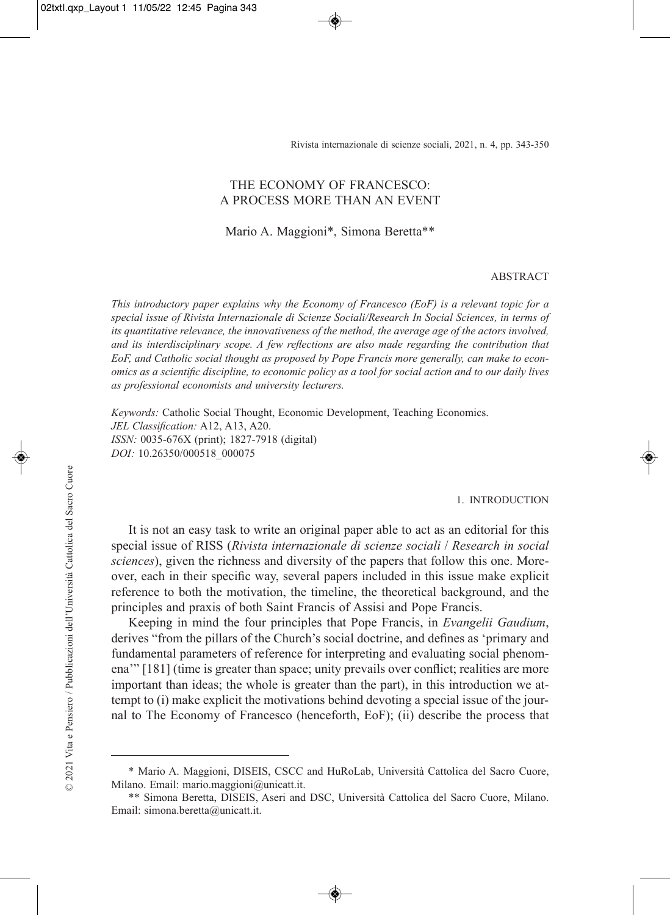# THE ECONOMY OF FRANCESCO: A PROCESS MORE THAN AN EVENT

Mario A. Maggioni*, Simona Beretta**

ABSTRACT

*This introductory paper explains why the Economy of Francesco (EoF) is a relevant topic for a special issue of Rivista Internazionale di Scienze Sociali/Research In Social Sciences, in terms of its quantitative relevance, the innovativeness of the method, the average age of the actors involved, and its interdisciplinary scope. A few reflections are also made regarding the contribution that EoF, and Catholic social thought as proposed by Pope Francis more generally, can make to economics as a scientific discipline, to economic policy as a tool for social action and to our daily lives as professional economists and university lecturers.*

*Keywords:* Catholic Social Thought, Economic Development, Teaching Economics.
*JEL Classification:* A12, A13, A20.
*ISSN:* 0035-676X (print); 1827-7918 (digital)
*DOI:* 10.26350/000518_000075

## 1. INTRODUCTION

It is not an easy task to write an original paper able to act as an editorial for this special issue of RISS (*Rivista internazionale di scienze sociali* / *Research in social sciences*), given the richness and diversity of the papers that follow this one. Moreover, each in their specific way, several papers included in this issue make explicit reference to both the motivation, the timeline, the theoretical background, and the principles and praxis of both Saint Francis of Assisi and Pope Francis.

Keeping in mind the four principles that Pope Francis, in *Evangelii Gaudium*, derives "from the pillars of the Church's social doctrine, and defines as 'primary and fundamental parameters of reference for interpreting and evaluating social phenomena'" [181] (time is greater than space; unity prevails over conflict; realities are more important than ideas; the whole is greater than the part), in this introduction we attempt to (i) make explicit the motivations behind devoting a special issue of the journal to The Economy of Francesco (henceforth, EoF); (ii) describe the process that

---

\* Mario A. Maggioni, DISEIS, CSCC and HuRoLab, Università Cattolica del Sacro Cuore, Milano. Email: mario.maggioni@unicatt.it.

\*\* Simona Beretta, DISEIS, Aseri and DSC, Università Cattolica del Sacro Cuore, Milano. Email: simona.beretta@unicatt.it.

© 2021 Vita e Pensiero / Pubblicazioni dell'Università Cattolica del Sacro Cuore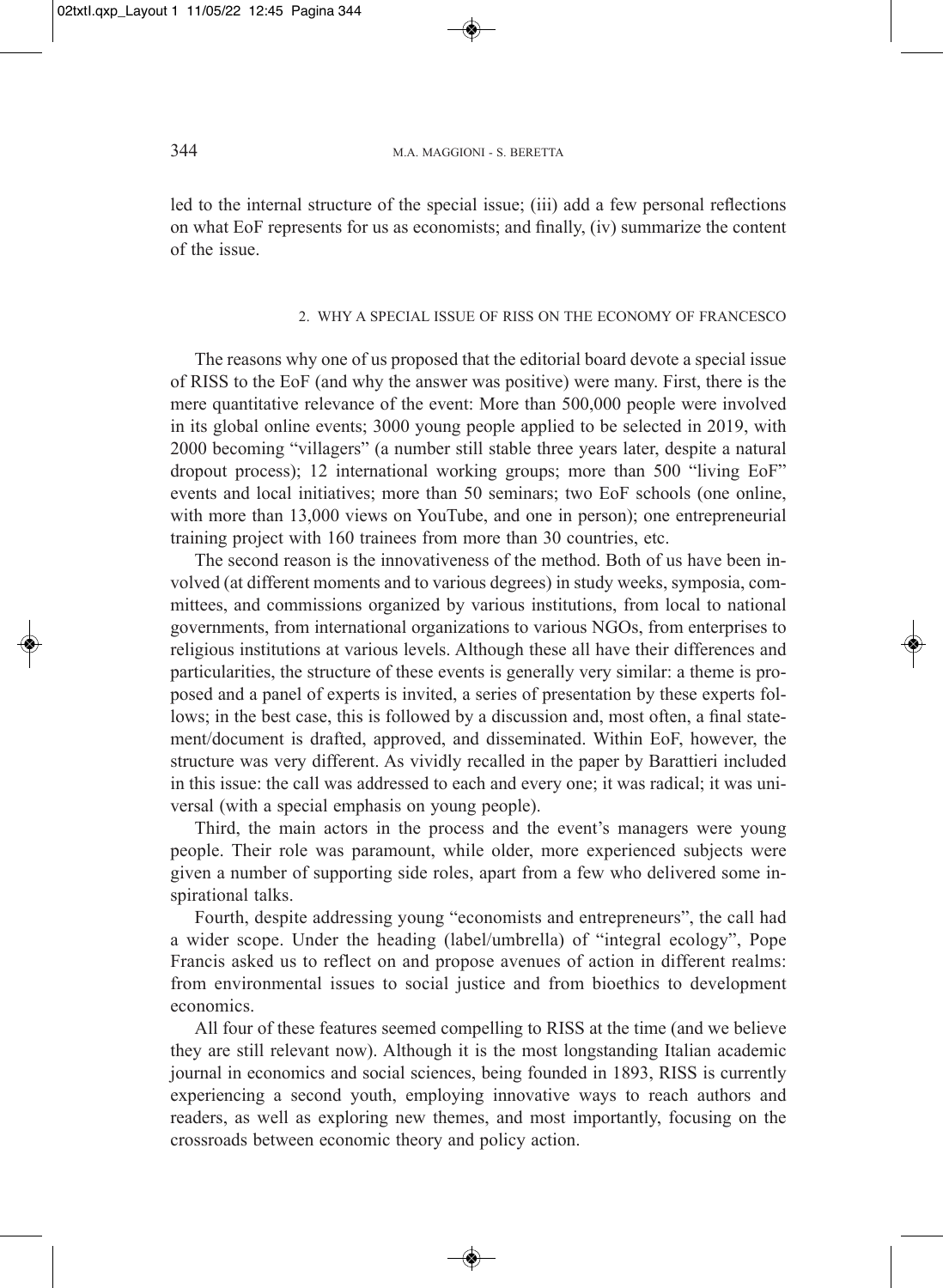led to the internal structure of the special issue; (iii) add a few personal reflections on what EoF represents for us as economists; and finally, (iv) summarize the content of the issue.

## 2. WHY A SPECIAL ISSUE OF RISS ON THE ECONOMY OF FRANCESCO

The reasons why one of us proposed that the editorial board devote a special issue of RISS to the EoF (and why the answer was positive) were many. First, there is the mere quantitative relevance of the event: More than 500,000 people were involved in its global online events; 3000 young people applied to be selected in 2019, with 2000 becoming "villagers" (a number still stable three years later, despite a natural dropout process); 12 international working groups; more than 500 "living EoF" events and local initiatives; more than 50 seminars; two EoF schools (one online, with more than 13,000 views on YouTube, and one in person); one entrepreneurial training project with 160 trainees from more than 30 countries, etc.

The second reason is the innovativeness of the method. Both of us have been involved (at different moments and to various degrees) in study weeks, symposia, committees, and commissions organized by various institutions, from local to national governments, from international organizations to various NGOs, from enterprises to religious institutions at various levels. Although these all have their differences and particularities, the structure of these events is generally very similar: a theme is proposed and a panel of experts is invited, a series of presentation by these experts follows; in the best case, this is followed by a discussion and, most often, a final statement/document is drafted, approved, and disseminated. Within EoF, however, the structure was very different. As vividly recalled in the paper by Barattieri included in this issue: the call was addressed to each and every one; it was radical; it was universal (with a special emphasis on young people).

Third, the main actors in the process and the event's managers were young people. Their role was paramount, while older, more experienced subjects were given a number of supporting side roles, apart from a few who delivered some inspirational talks.

Fourth, despite addressing young "economists and entrepreneurs", the call had a wider scope. Under the heading (label/umbrella) of "integral ecology", Pope Francis asked us to reflect on and propose avenues of action in different realms: from environmental issues to social justice and from bioethics to development economics.

All four of these features seemed compelling to RISS at the time (and we believe they are still relevant now). Although it is the most longstanding Italian academic journal in economics and social sciences, being founded in 1893, RISS is currently experiencing a second youth, employing innovative ways to reach authors and readers, as well as exploring new themes, and most importantly, focusing on the crossroads between economic theory and policy action.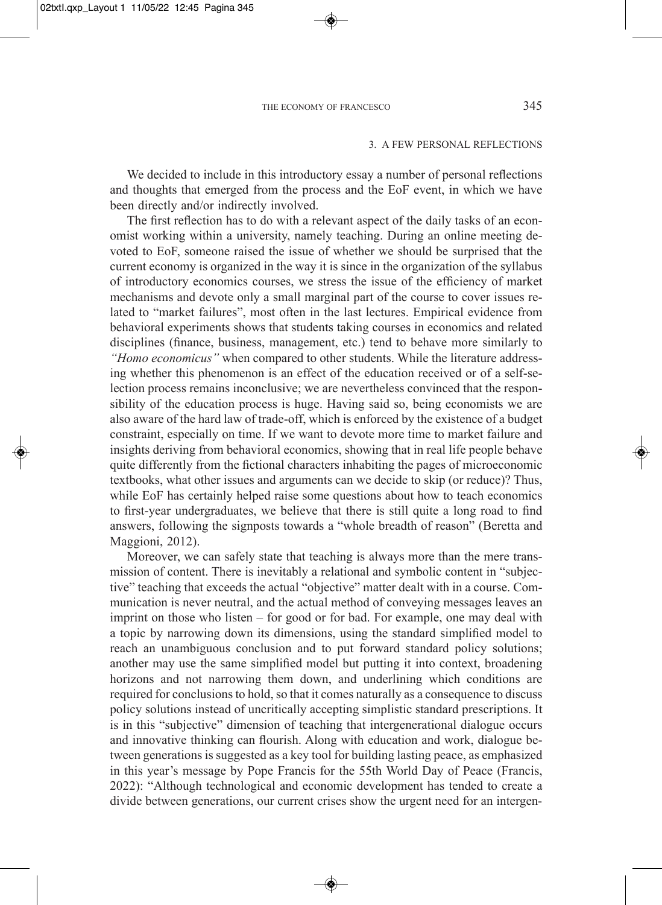## 3. A FEW PERSONAL REFLECTIONS

We decided to include in this introductory essay a number of personal reflections and thoughts that emerged from the process and the EoF event, in which we have been directly and/or indirectly involved.

The first reflection has to do with a relevant aspect of the daily tasks of an economist working within a university, namely teaching. During an online meeting devoted to EoF, someone raised the issue of whether we should be surprised that the current economy is organized in the way it is since in the organization of the syllabus of introductory economics courses, we stress the issue of the efficiency of market mechanisms and devote only a small marginal part of the course to cover issues related to "market failures", most often in the last lectures. Empirical evidence from behavioral experiments shows that students taking courses in economics and related disciplines (finance, business, management, etc.) tend to behave more similarly to *"Homo economicus"* when compared to other students. While the literature addressing whether this phenomenon is an effect of the education received or of a self-selection process remains inconclusive; we are nevertheless convinced that the responsibility of the education process is huge. Having said so, being economists we are also aware of the hard law of trade-off, which is enforced by the existence of a budget constraint, especially on time. If we want to devote more time to market failure and insights deriving from behavioral economics, showing that in real life people behave quite differently from the fictional characters inhabiting the pages of microeconomic textbooks, what other issues and arguments can we decide to skip (or reduce)? Thus, while EoF has certainly helped raise some questions about how to teach economics to first-year undergraduates, we believe that there is still quite a long road to find answers, following the signposts towards a "whole breadth of reason" (Beretta and Maggioni, 2012).

Moreover, we can safely state that teaching is always more than the mere transmission of content. There is inevitably a relational and symbolic content in "subjective" teaching that exceeds the actual "objective" matter dealt with in a course. Communication is never neutral, and the actual method of conveying messages leaves an imprint on those who listen – for good or for bad. For example, one may deal with a topic by narrowing down its dimensions, using the standard simplified model to reach an unambiguous conclusion and to put forward standard policy solutions; another may use the same simplified model but putting it into context, broadening horizons and not narrowing them down, and underlining which conditions are required for conclusions to hold, so that it comes naturally as a consequence to discuss policy solutions instead of uncritically accepting simplistic standard prescriptions. It is in this "subjective" dimension of teaching that intergenerational dialogue occurs and innovative thinking can flourish. Along with education and work, dialogue between generations is suggested as a key tool for building lasting peace, as emphasized in this year's message by Pope Francis for the 55th World Day of Peace (Francis, 2022): "Although technological and economic development has tended to create a divide between generations, our current crises show the urgent need for an intergen-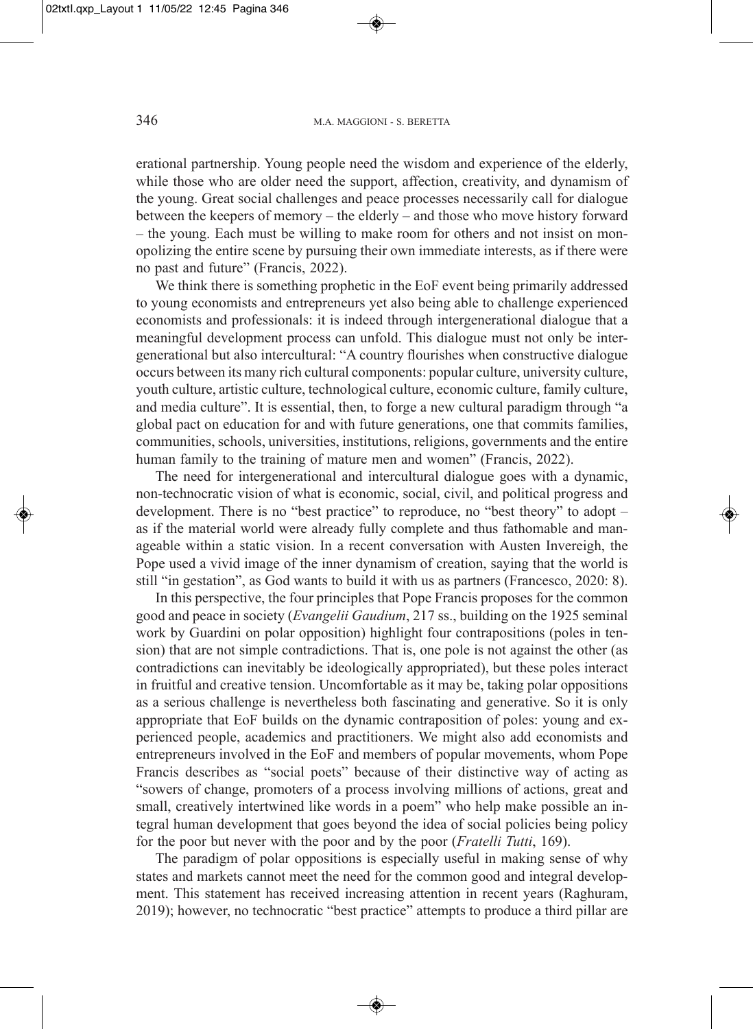erational partnership. Young people need the wisdom and experience of the elderly, while those who are older need the support, affection, creativity, and dynamism of the young. Great social challenges and peace processes necessarily call for dialogue between the keepers of memory – the elderly – and those who move history forward – the young. Each must be willing to make room for others and not insist on monopolizing the entire scene by pursuing their own immediate interests, as if there were no past and future" (Francis, 2022).

We think there is something prophetic in the EoF event being primarily addressed to young economists and entrepreneurs yet also being able to challenge experienced economists and professionals: it is indeed through intergenerational dialogue that a meaningful development process can unfold. This dialogue must not only be intergenerational but also intercultural: "A country flourishes when constructive dialogue occurs between its many rich cultural components: popular culture, university culture, youth culture, artistic culture, technological culture, economic culture, family culture, and media culture". It is essential, then, to forge a new cultural paradigm through "a global pact on education for and with future generations, one that commits families, communities, schools, universities, institutions, religions, governments and the entire human family to the training of mature men and women" (Francis, 2022).

The need for intergenerational and intercultural dialogue goes with a dynamic, non-technocratic vision of what is economic, social, civil, and political progress and development. There is no "best practice" to reproduce, no "best theory" to adopt – as if the material world were already fully complete and thus fathomable and manageable within a static vision. In a recent conversation with Austen Invereigh, the Pope used a vivid image of the inner dynamism of creation, saying that the world is still "in gestation", as God wants to build it with us as partners (Francesco, 2020: 8).

In this perspective, the four principles that Pope Francis proposes for the common good and peace in society (*Evangelii Gaudium*, 217 ss., building on the 1925 seminal work by Guardini on polar opposition) highlight four contrapositions (poles in tension) that are not simple contradictions. That is, one pole is not against the other (as contradictions can inevitably be ideologically appropriated), but these poles interact in fruitful and creative tension. Uncomfortable as it may be, taking polar oppositions as a serious challenge is nevertheless both fascinating and generative. So it is only appropriate that EoF builds on the dynamic contraposition of poles: young and experienced people, academics and practitioners. We might also add economists and entrepreneurs involved in the EoF and members of popular movements, whom Pope Francis describes as "social poets" because of their distinctive way of acting as "sowers of change, promoters of a process involving millions of actions, great and small, creatively intertwined like words in a poem" who help make possible an integral human development that goes beyond the idea of social policies being policy for the poor but never with the poor and by the poor (*Fratelli Tutti*, 169).

The paradigm of polar oppositions is especially useful in making sense of why states and markets cannot meet the need for the common good and integral development. This statement has received increasing attention in recent years (Raghuram, 2019); however, no technocratic "best practice" attempts to produce a third pillar are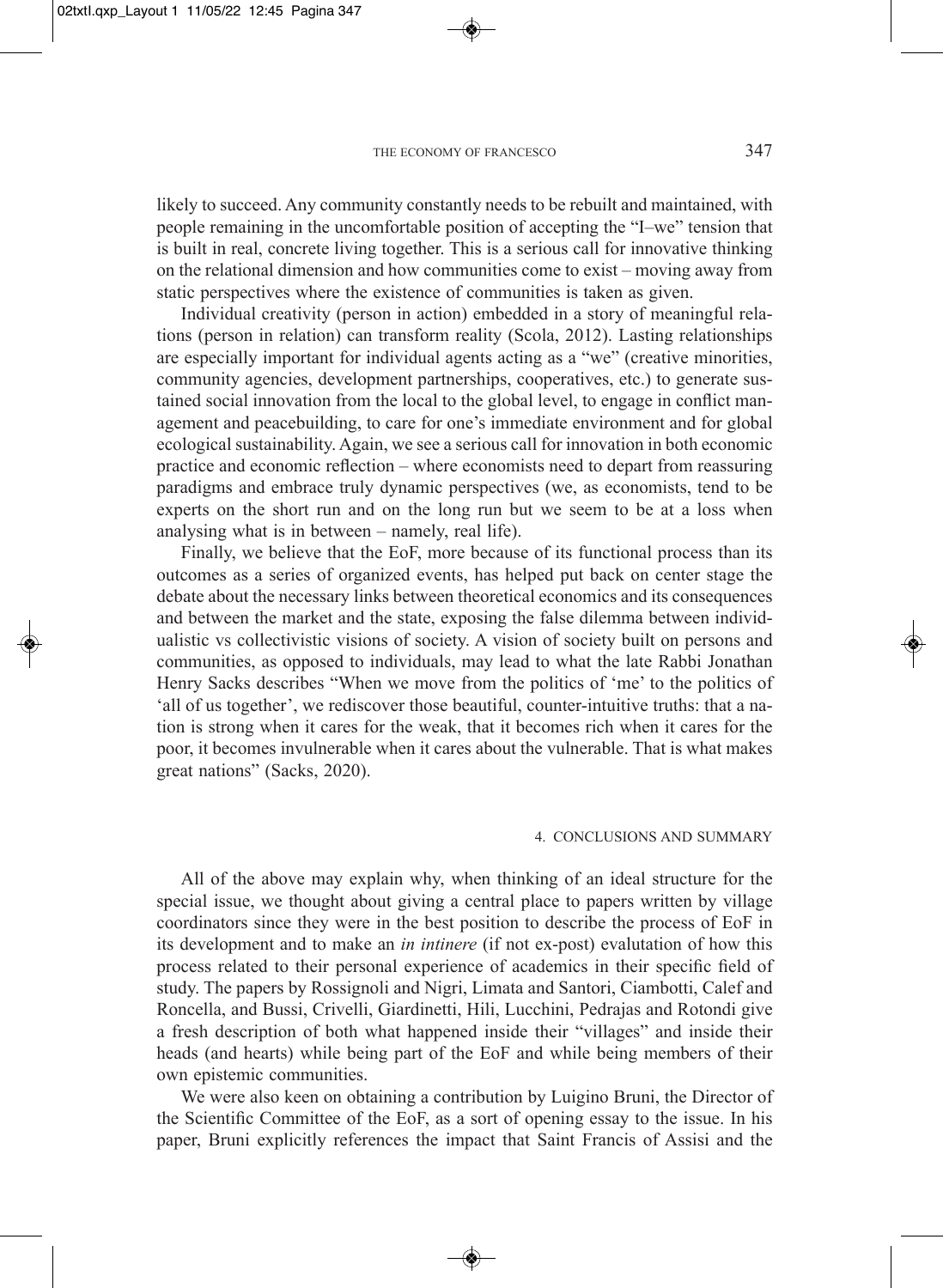likely to succeed. Any community constantly needs to be rebuilt and maintained, with people remaining in the uncomfortable position of accepting the "I–we" tension that is built in real, concrete living together. This is a serious call for innovative thinking on the relational dimension and how communities come to exist – moving away from static perspectives where the existence of communities is taken as given.

Individual creativity (person in action) embedded in a story of meaningful relations (person in relation) can transform reality (Scola, 2012). Lasting relationships are especially important for individual agents acting as a "we" (creative minorities, community agencies, development partnerships, cooperatives, etc.) to generate sustained social innovation from the local to the global level, to engage in conflict management and peacebuilding, to care for one's immediate environment and for global ecological sustainability. Again, we see a serious call for innovation in both economic practice and economic reflection – where economists need to depart from reassuring paradigms and embrace truly dynamic perspectives (we, as economists, tend to be experts on the short run and on the long run but we seem to be at a loss when analysing what is in between – namely, real life).

Finally, we believe that the EoF, more because of its functional process than its outcomes as a series of organized events, has helped put back on center stage the debate about the necessary links between theoretical economics and its consequences and between the market and the state, exposing the false dilemma between individualistic vs collectivistic visions of society. A vision of society built on persons and communities, as opposed to individuals, may lead to what the late Rabbi Jonathan Henry Sacks describes "When we move from the politics of 'me' to the politics of 'all of us together', we rediscover those beautiful, counter-intuitive truths: that a nation is strong when it cares for the weak, that it becomes rich when it cares for the poor, it becomes invulnerable when it cares about the vulnerable. That is what makes great nations" (Sacks, 2020).

## 4. CONCLUSIONS AND SUMMARY

All of the above may explain why, when thinking of an ideal structure for the special issue, we thought about giving a central place to papers written by village coordinators since they were in the best position to describe the process of EoF in its development and to make an *in intinere* (if not ex-post) evaluation of how this process related to their personal experience of academics in their specific field of study. The papers by Rossignoli and Nigri, Limata and Santori, Ciambotti, Calef and Roncella, and Bussi, Crivelli, Giardinetti, Hili, Lucchini, Pedrajas and Rotondi give a fresh description of both what happened inside their "villages" and inside their heads (and hearts) while being part of the EoF and while being members of their own epistemic communities.

We were also keen on obtaining a contribution by Luigino Bruni, the Director of the Scientific Committee of the EoF, as a sort of opening essay to the issue. In his paper, Bruni explicitly references the impact that Saint Francis of Assisi and the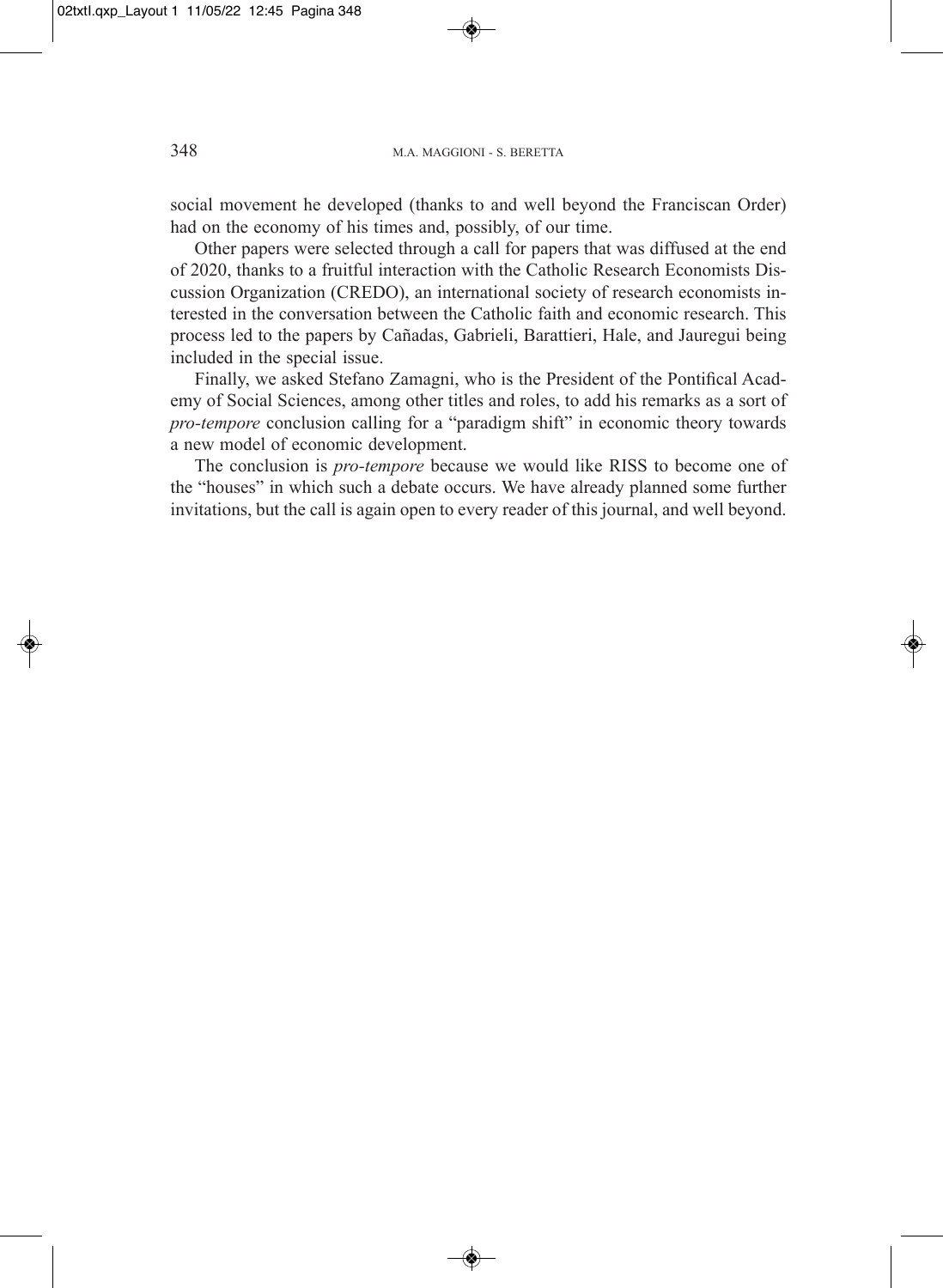social movement he developed (thanks to and well beyond the Franciscan Order) had on the economy of his times and, possibly, of our time.

Other papers were selected through a call for papers that was diffused at the end of 2020, thanks to a fruitful interaction with the Catholic Research Economists Discussion Organization (CREDO), an international society of research economists interested in the conversation between the Catholic faith and economic research. This process led to the papers by Cañadas, Gabrieli, Barattieri, Hale, and Jauregui being included in the special issue.

Finally, we asked Stefano Zamagni, who is the President of the Pontifical Academy of Social Sciences, among other titles and roles, to add his remarks as a sort of *pro-tempore* conclusion calling for a "paradigm shift" in economic theory towards a new model of economic development.

The conclusion is *pro-tempore* because we would like RISS to become one of the "houses" in which such a debate occurs. We have already planned some further invitations, but the call is again open to every reader of this journal, and well beyond.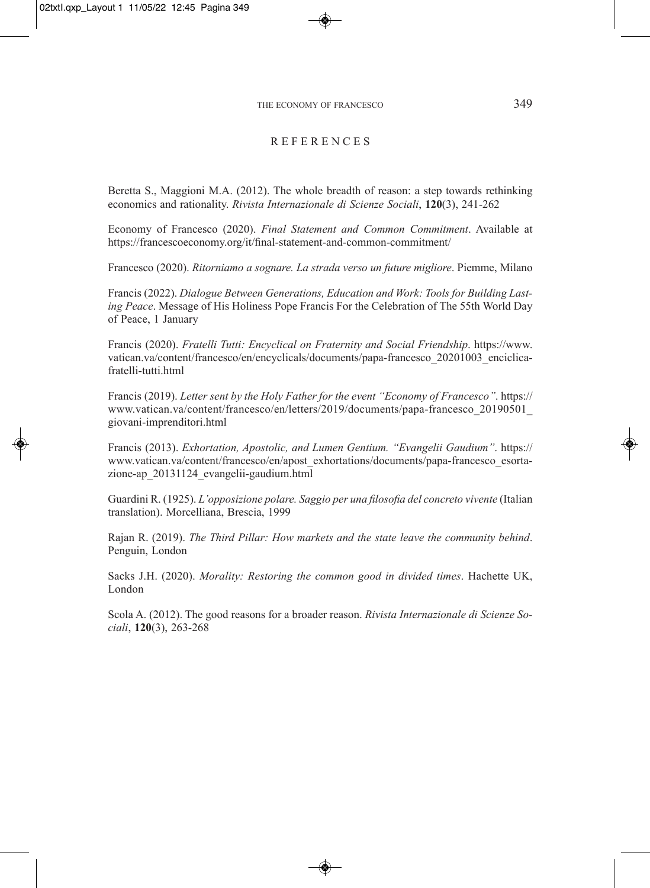## REFERENCES

Beretta S., Maggioni M.A. (2012). The whole breadth of reason: a step towards rethinking economics and rationality. *Rivista Internazionale di Scienze Sociali*, **120**(3), 241-262

Economy of Francesco (2020). *Final Statement and Common Commitment*. Available at https://francescoeconomy.org/it/final-statement-and-common-commitment/

Francesco (2020). *Ritorniamo a sognare. La strada verso un future migliore*. Piemme, Milano

Francis (2022). *Dialogue Between Generations, Education and Work: Tools for Building Lasting Peace*. Message of His Holiness Pope Francis For the Celebration of The 55th World Day of Peace, 1 January

Francis (2020). *Fratelli Tutti: Encyclical on Fraternity and Social Friendship*. https://www.vatican.va/content/francesco/en/encyclicals/documents/papa-francesco_20201003_enciclica-fratelli-tutti.html

Francis (2019). *Letter sent by the Holy Father for the event "Economy of Francesco"*. https://www.vatican.va/content/francesco/en/letters/2019/documents/papa-francesco_20190501_giovani-imprenditori.html

Francis (2013). *Exhortation, Apostolic, and Lumen Gentium. "Evangelii Gaudium"*. https://www.vatican.va/content/francesco/en/apost_exhortations/documents/papa-francesco_esortazione-ap_20131124_evangelii-gaudium.html

Guardini R. (1925). *L'opposizione polare. Saggio per una filosofia del concreto vivente* (Italian translation). Morcelliana, Brescia, 1999

Rajan R. (2019). *The Third Pillar: How markets and the state leave the community behind*. Penguin, London

Sacks J.H. (2020). *Morality: Restoring the common good in divided times*. Hachette UK, London

Scola A. (2012). The good reasons for a broader reason. *Rivista Internazionale di Scienze Sociali*, **120**(3), 263-268